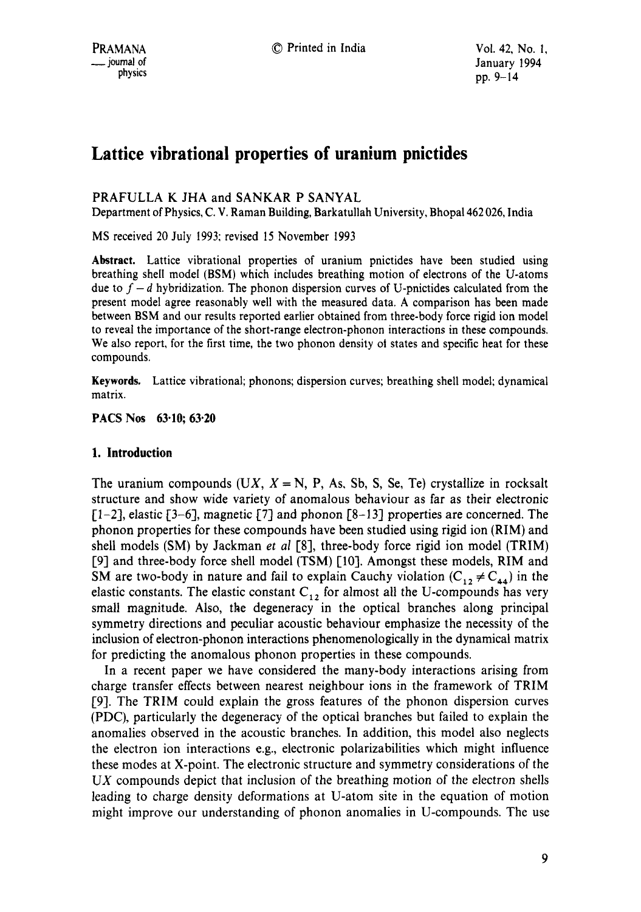# Lattice vibrational properties of uranium pnictides

PRAFULLA K JHA and SANKAR P SANYAL

Department of Physics, C. V. Raman Building, Barkatullah University, Bhopal 462 026, India

MS received 20 July 1993; revised 15 November 1993

**Abstract.** Lattice vibrational properties of uranium pnictides have been studied using breathing shell model (BSM) which includes breathing motion of electrons of the U-atoms due to $f-d$ hybridization. The phonon dispersion curves of U-pnictides calculated from the present model agree reasonably well with the measured data. A comparison has been made between BSM and our results reported earlier obtained from three-body force rigid ion model to reveal the importance of the short-range electron-phonon interactions in these compounds. We also report, for the first time, the two phonon density of states and specific heat for these compounds.

**Keywords.** Lattice vibrational; phonons; dispersion curves; breathing shell model; dynamical matrix.

**PACS Nos** 63·10; 63·20

## 1. Introduction

The uranium compounds ($UX$, $X=$ N, P, As, Sb, S, Se, Te) crystallize in rocksalt structure and show wide variety of anomalous behaviour as far as their electronic [1–2], elastic [3–6], magnetic [7] and phonon [8–13] properties are concerned. The phonon properties for these compounds have been studied using rigid ion (RIM) and shell models (SM) by Jackman *et al* [8], three-body force rigid ion model (TRIM) [9] and three-body force shell model (TSM) [10]. Amongst these models, RIM and SM are two-body in nature and fail to explain Cauchy violation ($C_{12} \neq C_{44}$) in the elastic constants. The elastic constant $C_{12}$ for almost all the U-compounds has very small magnitude. Also, the degeneracy in the optical branches along principal symmetry directions and peculiar acoustic behaviour emphasize the necessity of the inclusion of electron-phonon interactions phenomenologically in the dynamical matrix for predicting the anomalous phonon properties in these compounds.

In a recent paper we have considered the many-body interactions arising from charge transfer effects between nearest neighbour ions in the framework of TRIM [9]. The TRIM could explain the gross features of the phonon dispersion curves (PDC), particularly the degeneracy of the optical branches but failed to explain the anomalies observed in the acoustic branches. In addition, this model also neglects the electron ion interactions e.g., electronic polarizabilities which might influence these modes at X-point. The electronic structure and symmetry considerations of the $UX$ compounds depict that inclusion of the breathing motion of the electron shells leading to charge density deformations at U-atom site in the equation of motion might improve our understanding of phonon anomalies in U-compounds. The use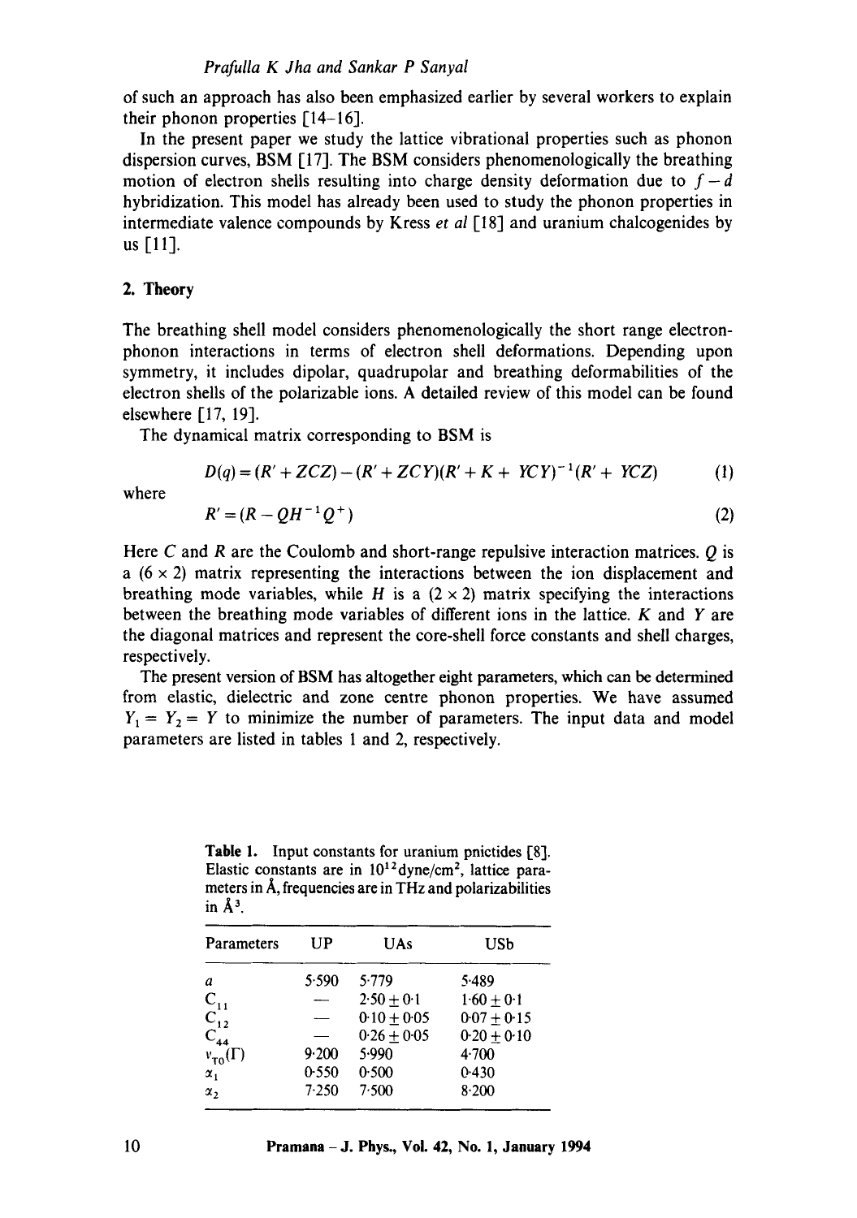of such an approach has also been emphasized earlier by several workers to explain their phonon properties [14–16].

In the present paper we study the lattice vibrational properties such as phonon dispersion curves, BSM [17]. The BSM considers phenomenologically the breathing motion of electron shells resulting into charge density deformation due to $f-d$ hybridization. This model has already been used to study the phonon properties in intermediate valence compounds by Kress *et al* [18] and uranium chalcogenides by us [11].

## 2. Theory

The breathing shell model considers phenomenologically the short range electron-phonon interactions in terms of electron shell deformations. Depending upon symmetry, it includes dipolar, quadrupolar and breathing deformabilities of the electron shells of the polarizable ions. A detailed review of this model can be found elsewhere [17, 19].

The dynamical matrix corresponding to BSM is

$$D(q) = (R' + ZCZ) - (R' + ZCY)(R' + K + YCY)^{-1}(R' + YCZ) \tag{1}$$

where

$$R' = (R - QH^{-1}Q^{+}) \tag{2}$$

Here $C$ and $R$ are the Coulomb and short-range repulsive interaction matrices. $Q$ is a $(6 \times 2)$ matrix representing the interactions between the ion displacement and breathing mode variables, while $H$ is a $(2 \times 2)$ matrix specifying the interactions between the breathing mode variables of different ions in the lattice. $K$ and $Y$ are the diagonal matrices and represent the core-shell force constants and shell charges, respectively.

The present version of BSM has altogether eight parameters, which can be determined from elastic, dielectric and zone centre phonon properties. We have assumed $Y_1 = Y_2 = Y$ to minimize the number of parameters. The input data and model parameters are listed in tables 1 and 2, respectively.

**Table 1.** Input constants for uranium pnictides [8]. Elastic constants are in $10^{12}$ dyne/cm$^2$, lattice parameters in Å, frequencies are in THz and polarizabilities in Å$^3$.

| Parameters | UP | UAs | USb |
|---|---|---|---|
| $a$ | 5·590 | 5·779 | 5·489 |
| $C_{11}$ | — | $2{\cdot}50 \pm 0{\cdot}1$ | $1{\cdot}60 \pm 0{\cdot}1$ |
| $C_{12}$ | — | $0{\cdot}10 \pm 0{\cdot}05$ | $0{\cdot}07 \pm 0{\cdot}15$ |
| $C_{44}$ | — | $0{\cdot}26 \pm 0{\cdot}05$ | $0{\cdot}20 \pm 0{\cdot}10$ |
| $\nu_{TO}(\Gamma)$ | 9·200 | 5·990 | 4·700 |
| $\alpha_1$ | 0·550 | 0·500 | 0·430 |
| $\alpha_2$ | 7·250 | 7·500 | 8·200 |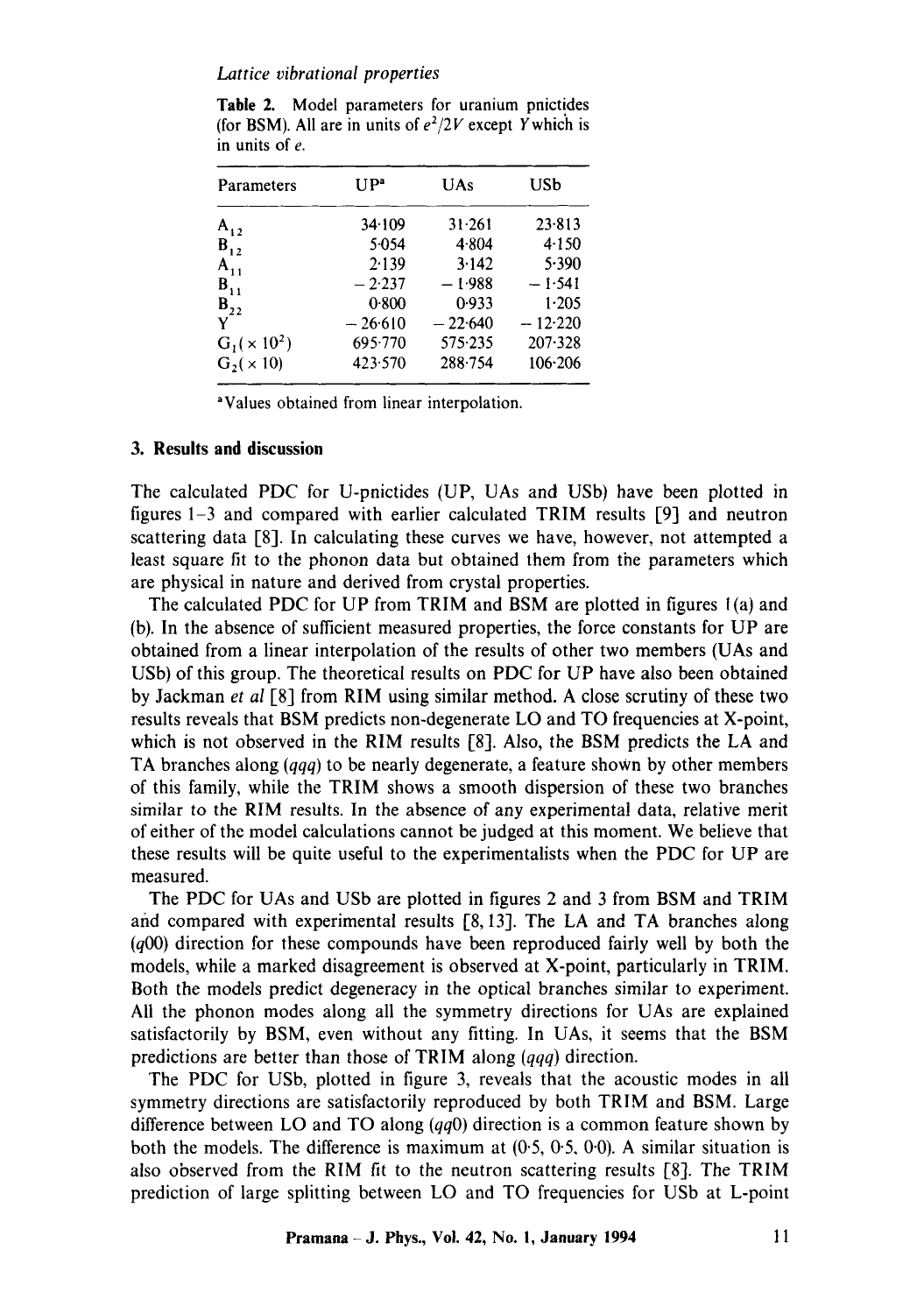Table 2. Model parameters for uranium pnictides (for BSM). All are in units of $e^2/2V$ except $Y$ which is in units of $e$.

| Parameters | UP[a] | UAs | USb |
|---|---|---|---|
| $A_{12}$ | 34·109 | 31·261 | 23·813 |
| $B_{12}$ | 5·054 | 4·804 | 4·150 |
| $A_{11}$ | 2·139 | 3·142 | 5·390 |
| $B_{11}$ | − 2·237 | − 1·988 | − 1·541 |
| $B_{22}$ | 0·800 | 0·933 | 1·205 |
| $Y$ | − 26·610 | − 22·640 | − 12·220 |
| $G_1(\times 10^2)$ | 695·770 | 575·235 | 207·328 |
| $G_2(\times 10)$ | 423·570 | 288·754 | 106·206 |

[a]Values obtained from linear interpolation.

## 3. Results and discussion

The calculated PDC for U-pnictides (UP, UAs and USb) have been plotted in figures 1–3 and compared with earlier calculated TRIM results [9] and neutron scattering data [8]. In calculating these curves we have, however, not attempted a least square fit to the phonon data but obtained them from the parameters which are physical in nature and derived from crystal properties.

The calculated PDC for UP from TRIM and BSM are plotted in figures 1(a) and (b). In the absence of sufficient measured properties, the force constants for UP are obtained from a linear interpolation of the results of other two members (UAs and USb) of this group. The theoretical results on PDC for UP have also been obtained by Jackman *et al* [8] from RIM using similar method. A close scrutiny of these two results reveals that BSM predicts non-degenerate LO and TO frequencies at X-point, which is not observed in the RIM results [8]. Also, the BSM predicts the LA and TA branches along $(qqq)$ to be nearly degenerate, a feature shown by other members of this family, while the TRIM shows a smooth dispersion of these two branches similar to the RIM results. In the absence of any experimental data, relative merit of either of the model calculations cannot be judged at this moment. We believe that these results will be quite useful to the experimentalists when the PDC for UP are measured.

The PDC for UAs and USb are plotted in figures 2 and 3 from BSM and TRIM and compared with experimental results [8, 13]. The LA and TA branches along $(q00)$ direction for these compounds have been reproduced fairly well by both the models, while a marked disagreement is observed at X-point, particularly in TRIM. Both the models predict degeneracy in the optical branches similar to experiment. All the phonon modes along all the symmetry directions for UAs are explained satisfactorily by BSM, even without any fitting. In UAs, it seems that the BSM predictions are better than those of TRIM along $(qqq)$ direction.

The PDC for USb, plotted in figure 3, reveals that the acoustic modes in all symmetry directions are satisfactorily reproduced by both TRIM and BSM. Large difference between LO and TO along $(qq0)$ direction is a common feature shown by both the models. The difference is maximum at (0·5, 0·5, 0·0). A similar situation is also observed from the RIM fit to the neutron scattering results [8]. The TRIM prediction of large splitting between LO and TO frequencies for USb at L-point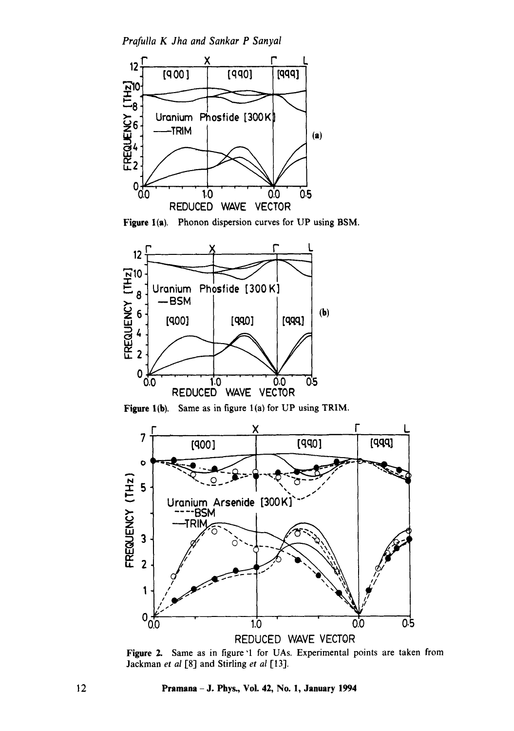Figure 1(a). Phonon dispersion curves for UP using BSM.

Figure 1(b). Same as in figure 1(a) for UP using TRIM.

Figure 2. Same as in figure 1 for UAs. Experimental points are taken from Jackman *et al* [8] and Stirling *et al* [13].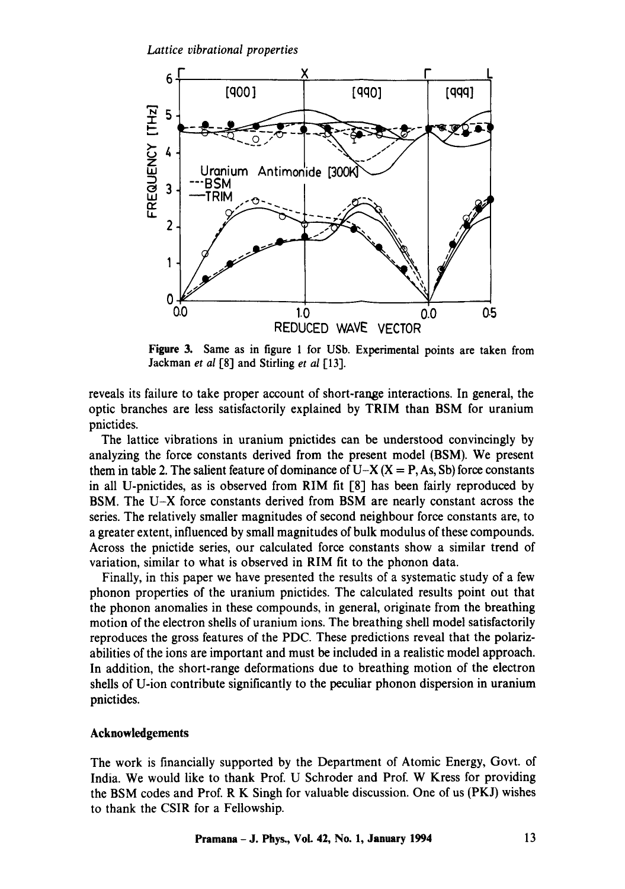Figure 3. Same as in figure 1 for USb. Experimental points are taken from Jackman *et al* [8] and Stirling *et al* [13].

reveals its failure to take proper account of short-range interactions. In general, the optic branches are less satisfactorily explained by TRIM than BSM for uranium pnictides.

The lattice vibrations in uranium pnictides can be understood convincingly by analyzing the force constants derived from the present model (BSM). We present them in table 2. The salient feature of dominance of U–X (X = P, As, Sb) force constants in all U-pnictides, as is observed from RIM fit [8] has been fairly reproduced by BSM. The U–X force constants derived from BSM are nearly constant across the series. The relatively smaller magnitudes of second neighbour force constants are, to a greater extent, influenced by small magnitudes of bulk modulus of these compounds. Across the pnictide series, our calculated force constants show a similar trend of variation, similar to what is observed in RIM fit to the phonon data.

Finally, in this paper we have presented the results of a systematic study of a few phonon properties of the uranium pnictides. The calculated results point out that the phonon anomalies in these compounds, in general, originate from the breathing motion of the electron shells of uranium ions. The breathing shell model satisfactorily reproduces the gross features of the PDC. These predictions reveal that the polarizabilities of the ions are important and must be included in a realistic model approach. In addition, the short-range deformations due to breathing motion of the electron shells of U-ion contribute significantly to the peculiar phonon dispersion in uranium pnictides.

## Acknowledgements

The work is financially supported by the Department of Atomic Energy, Govt. of India. We would like to thank Prof. U Schroder and Prof. W Kress for providing the BSM codes and Prof. R K Singh for valuable discussion. One of us (PKJ) wishes to thank the CSIR for a Fellowship.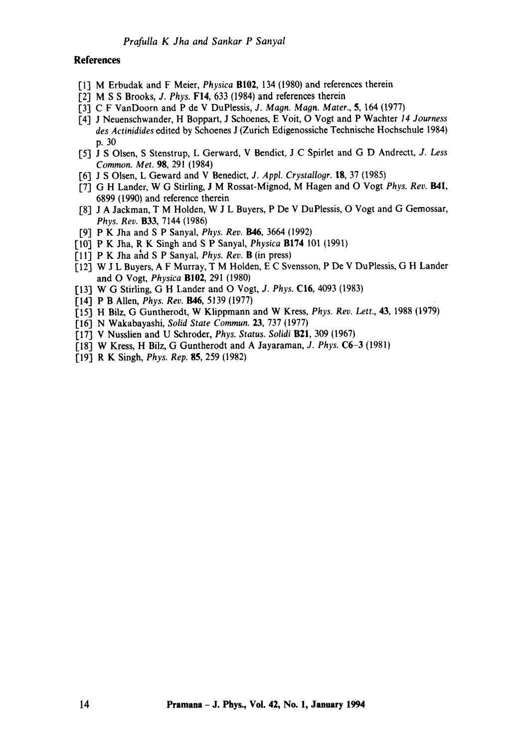## References

[1] M Erbudak and F Meier, *Physica* **B102**, 134 (1980) and references therein

[2] M S S Brooks, *J. Phys.* **F14**, 633 (1984) and references therein

[3] C F VanDoorn and P de V DuPlessis, *J. Magn. Magn. Mater.*, **5**, 164 (1977)

[4] J Neuenschwander, H Boppart, J Schoenes, E Voit, O Vogt and P Wachter *14 Journess des Actinidides* edited by Schoenes J (Zurich Edigenossiche Technische Hochschule 1984) p. 30

[5] J S Olsen, S Stenstrup, L Gerward, V Bendict, J C Spirlet and G D Andrectt, *J. Less Common. Met.* **98**, 291 (1984)

[6] J S Olsen, L Geward and V Benedict, *J. Appl. Crystallogr.* **18**, 37 (1985)

[7] G H Lander, W G Stirling, J M Rossat-Mignod, M Hagen and O Vogt *Phys. Rev.* **B41**, 6899 (1990) and reference therein

[8] J A Jackman, T M Holden, W J L Buyers, P De V DuPlessis, O Vogt and G Gemossar, *Phys. Rev.* **B33**, 7144 (1986)

[9] P K Jha and S P Sanyal, *Phys. Rev.* **B46**, 3664 (1992)

[10] P K Jha, R K Singh and S P Sanyal, *Physica* **B174** 101 (1991)

[11] P K Jha and S P Sanyal, *Phys. Rev.* **B** (in press)

[12] W J L Buyers, A F Murray, T M Holden, E C Svensson, P De V DuPlessis, G H Lander and O Vogt, *Physica* **B102**, 291 (1980)

[13] W G Stirling, G H Lander and O Vogt, *J. Phys.* **C16**, 4093 (1983)

[14] P B Allen, *Phys. Rev.* **B46**, 5139 (1977)

[15] H Bilz, G Guntherodt, W Klippmann and W Kress, *Phys. Rev. Lett.*, **43**, 1988 (1979)

[16] N Wakabayashi, *Solid State Commun.* **23**, 737 (1977)

[17] V Nusslien and U Schroder, *Phys. Status. Solidi* **B21**, 309 (1967)

[18] W Kress, H Bilz, G Guntherodt and A Jayaraman, *J. Phys.* **C6–3** (1981)

[19] R K Singh, *Phys. Rep.* **85**, 259 (1982)